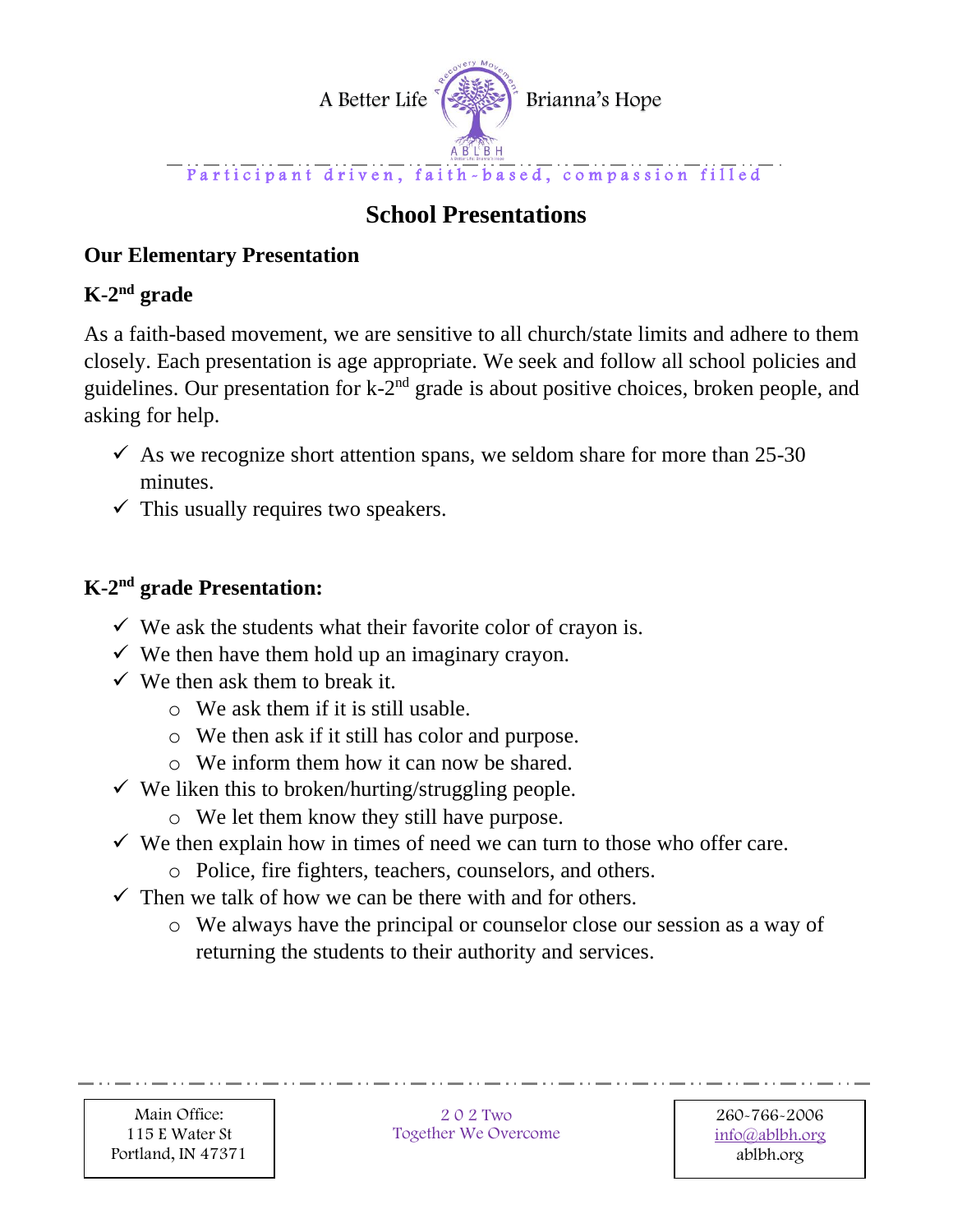A Better Life Brianna's Hope

Participant driven, faith-based, compassion filled

# School Presentations

## Our Elementary Presentation

## K-2nd grade

As a faith-based movement, we are sensitive to all church/state limits and adhere to them closely. Each presentation is age appropriate. We seek and follow all school policies and guidelines. Our presentation for k-2nd grade is about positive choices, broken people, and asking for help.

- ✓ As we recognize short attention spans, we seldom share for more than 25-30 minutes.
- ✓ This usually requires two speakers.

## K-2nd grade Presentation:

- ✓ We ask the students what their favorite color of crayon is.
- ✓ We then have them hold up an imaginary crayon.
- ✓ We then ask them to break it.
  - We ask them if it is still usable.
  - We then ask if it still has color and purpose.
  - We inform them how it can now be shared.
- ✓ We liken this to broken/hurting/struggling people.
  - We let them know they still have purpose.
- ✓ We then explain how in times of need we can turn to those who offer care.
  - Police, fire fighters, teachers, counselors, and others.
- ✓ Then we talk of how we can be there with and for others.
  - We always have the principal or counselor close our session as a way of returning the students to their authority and services.

Main Office:
115 E Water St
Portland, IN 47371

2 0 2 Two
Together We Overcome

260-766-2006
info@ablbh.org
ablbh.org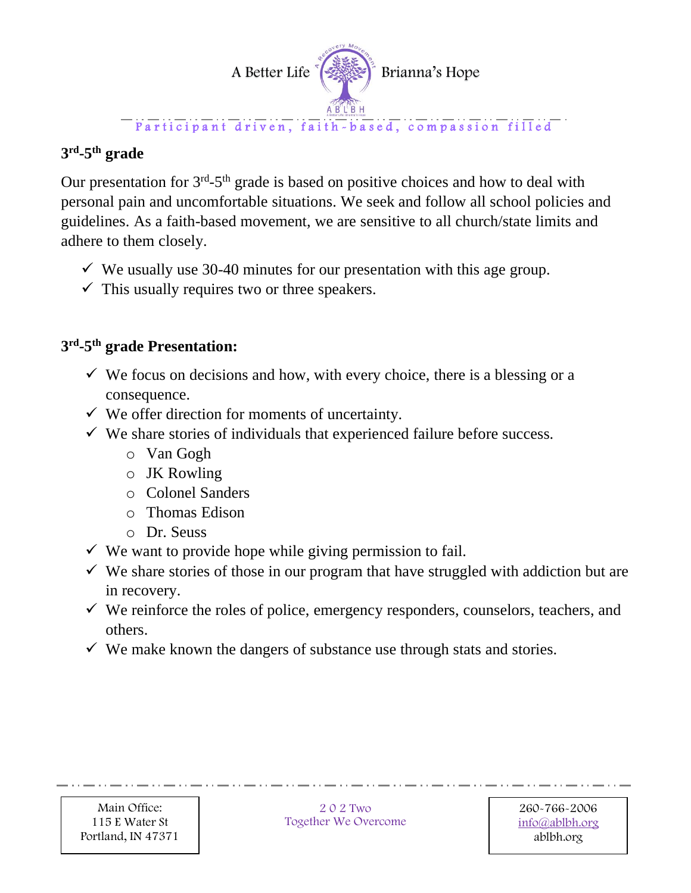## 3rd-5th grade

Our presentation for 3rd-5th grade is based on positive choices and how to deal with personal pain and uncomfortable situations. We seek and follow all school policies and guidelines. As a faith-based movement, we are sensitive to all church/state limits and adhere to them closely.

- ✓ We usually use 30-40 minutes for our presentation with this age group.
- ✓ This usually requires two or three speakers.

## 3rd-5th grade Presentation:

- ✓ We focus on decisions and how, with every choice, there is a blessing or a consequence.
- ✓ We offer direction for moments of uncertainty.
- ✓ We share stories of individuals that experienced failure before success.
  - Van Gogh
  - JK Rowling
  - Colonel Sanders
  - Thomas Edison
  - Dr. Seuss
- ✓ We want to provide hope while giving permission to fail.
- ✓ We share stories of those in our program that have struggled with addiction but are in recovery.
- ✓ We reinforce the roles of police, emergency responders, counselors, teachers, and others.
- ✓ We make known the dangers of substance use through stats and stories.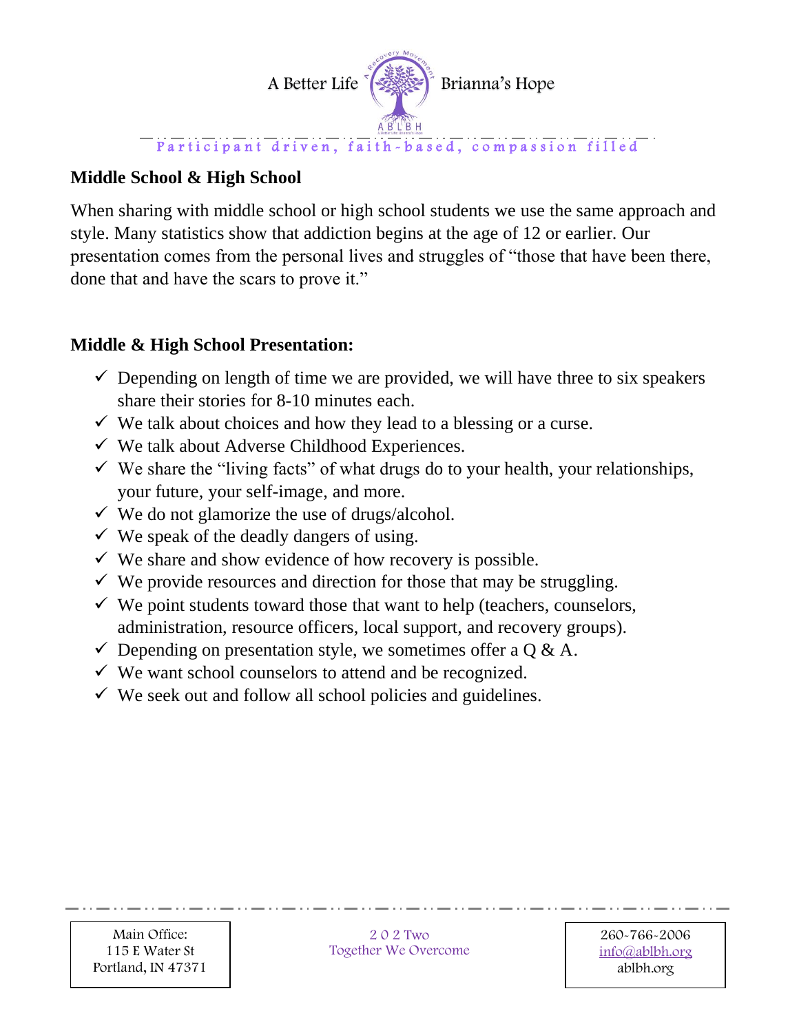## Middle School & High School

When sharing with middle school or high school students we use the same approach and style. Many statistics show that addiction begins at the age of 12 or earlier. Our presentation comes from the personal lives and struggles of "those that have been there, done that and have the scars to prove it."

## Middle & High School Presentation:

- ✓ Depending on length of time we are provided, we will have three to six speakers share their stories for 8-10 minutes each.
- ✓ We talk about choices and how they lead to a blessing or a curse.
- ✓ We talk about Adverse Childhood Experiences.
- ✓ We share the "living facts" of what drugs do to your health, your relationships, your future, your self-image, and more.
- ✓ We do not glamorize the use of drugs/alcohol.
- ✓ We speak of the deadly dangers of using.
- ✓ We share and show evidence of how recovery is possible.
- ✓ We provide resources and direction for those that may be struggling.
- ✓ We point students toward those that want to help (teachers, counselors, administration, resource officers, local support, and recovery groups).
- ✓ Depending on presentation style, we sometimes offer a Q & A.
- ✓ We want school counselors to attend and be recognized.
- ✓ We seek out and follow all school policies and guidelines.